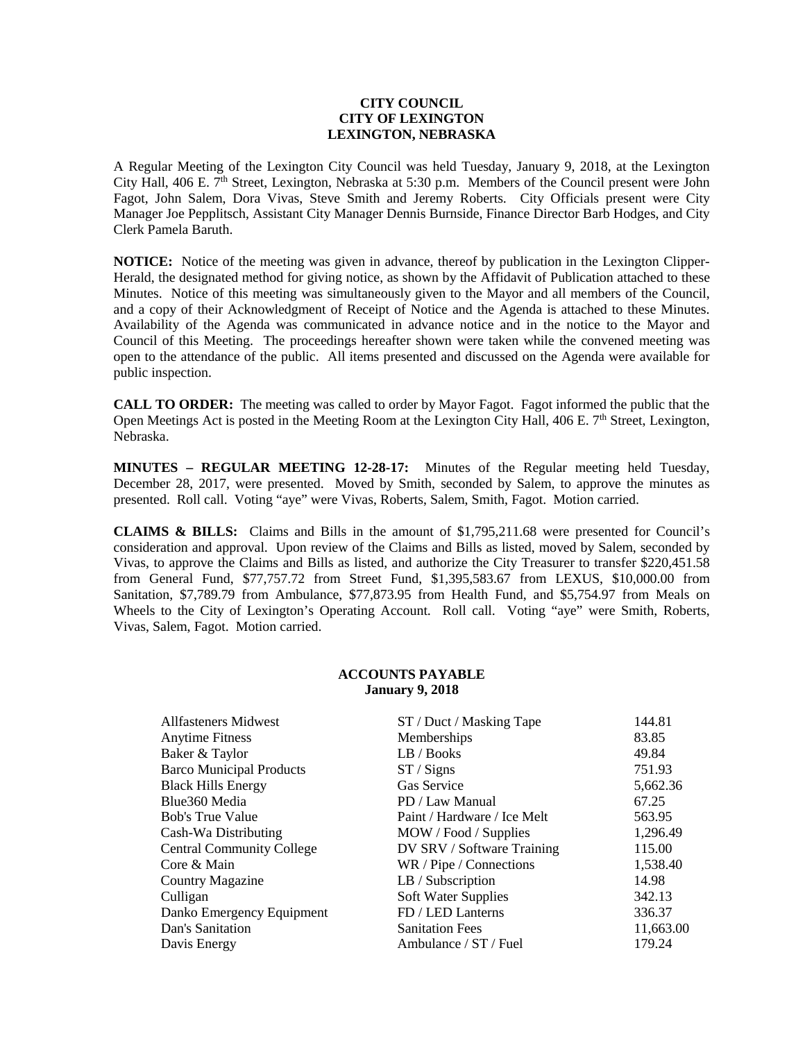**CITY COUNCIL**
**CITY OF LEXINGTON**
**LEXINGTON, NEBRASKA**

A Regular Meeting of the Lexington City Council was held Tuesday, January 9, 2018, at the Lexington City Hall, 406 E. 7th Street, Lexington, Nebraska at 5:30 p.m. Members of the Council present were John Fagot, John Salem, Dora Vivas, Steve Smith and Jeremy Roberts. City Officials present were City Manager Joe Pepplitsch, Assistant City Manager Dennis Burnside, Finance Director Barb Hodges, and City Clerk Pamela Baruth.

**NOTICE:** Notice of the meeting was given in advance, thereof by publication in the Lexington Clipper-Herald, the designated method for giving notice, as shown by the Affidavit of Publication attached to these Minutes. Notice of this meeting was simultaneously given to the Mayor and all members of the Council, and a copy of their Acknowledgment of Receipt of Notice and the Agenda is attached to these Minutes. Availability of the Agenda was communicated in advance notice and in the notice to the Mayor and Council of this Meeting. The proceedings hereafter shown were taken while the convened meeting was open to the attendance of the public. All items presented and discussed on the Agenda were available for public inspection.

**CALL TO ORDER:** The meeting was called to order by Mayor Fagot. Fagot informed the public that the Open Meetings Act is posted in the Meeting Room at the Lexington City Hall, 406 E. 7th Street, Lexington, Nebraska.

**MINUTES – REGULAR MEETING 12-28-17:** Minutes of the Regular meeting held Tuesday, December 28, 2017, were presented. Moved by Smith, seconded by Salem, to approve the minutes as presented. Roll call. Voting "aye" were Vivas, Roberts, Salem, Smith, Fagot. Motion carried.

**CLAIMS & BILLS:** Claims and Bills in the amount of $1,795,211.68 were presented for Council's consideration and approval. Upon review of the Claims and Bills as listed, moved by Salem, seconded by Vivas, to approve the Claims and Bills as listed, and authorize the City Treasurer to transfer $220,451.58 from General Fund, $77,757.72 from Street Fund, $1,395,583.67 from LEXUS, $10,000.00 from Sanitation, $7,789.79 from Ambulance, $77,873.95 from Health Fund, and $5,754.97 from Meals on Wheels to the City of Lexington's Operating Account. Roll call. Voting "aye" were Smith, Roberts, Vivas, Salem, Fagot. Motion carried.

**ACCOUNTS PAYABLE**
**January 9, 2018**

| | | |
|---|---|---|
| Allfasteners Midwest | ST / Duct / Masking Tape | 144.81 |
| Anytime Fitness | Memberships | 83.85 |
| Baker & Taylor | LB / Books | 49.84 |
| Barco Municipal Products | ST / Signs | 751.93 |
| Black Hills Energy | Gas Service | 5,662.36 |
| Blue360 Media | PD / Law Manual | 67.25 |
| Bob's True Value | Paint / Hardware / Ice Melt | 563.95 |
| Cash-Wa Distributing | MOW / Food / Supplies | 1,296.49 |
| Central Community College | DV SRV / Software Training | 115.00 |
| Core & Main | WR / Pipe / Connections | 1,538.40 |
| Country Magazine | LB / Subscription | 14.98 |
| Culligan | Soft Water Supplies | 342.13 |
| Danko Emergency Equipment | FD / LED Lanterns | 336.37 |
| Dan's Sanitation | Sanitation Fees | 11,663.00 |
| Davis Energy | Ambulance / ST / Fuel | 179.24 |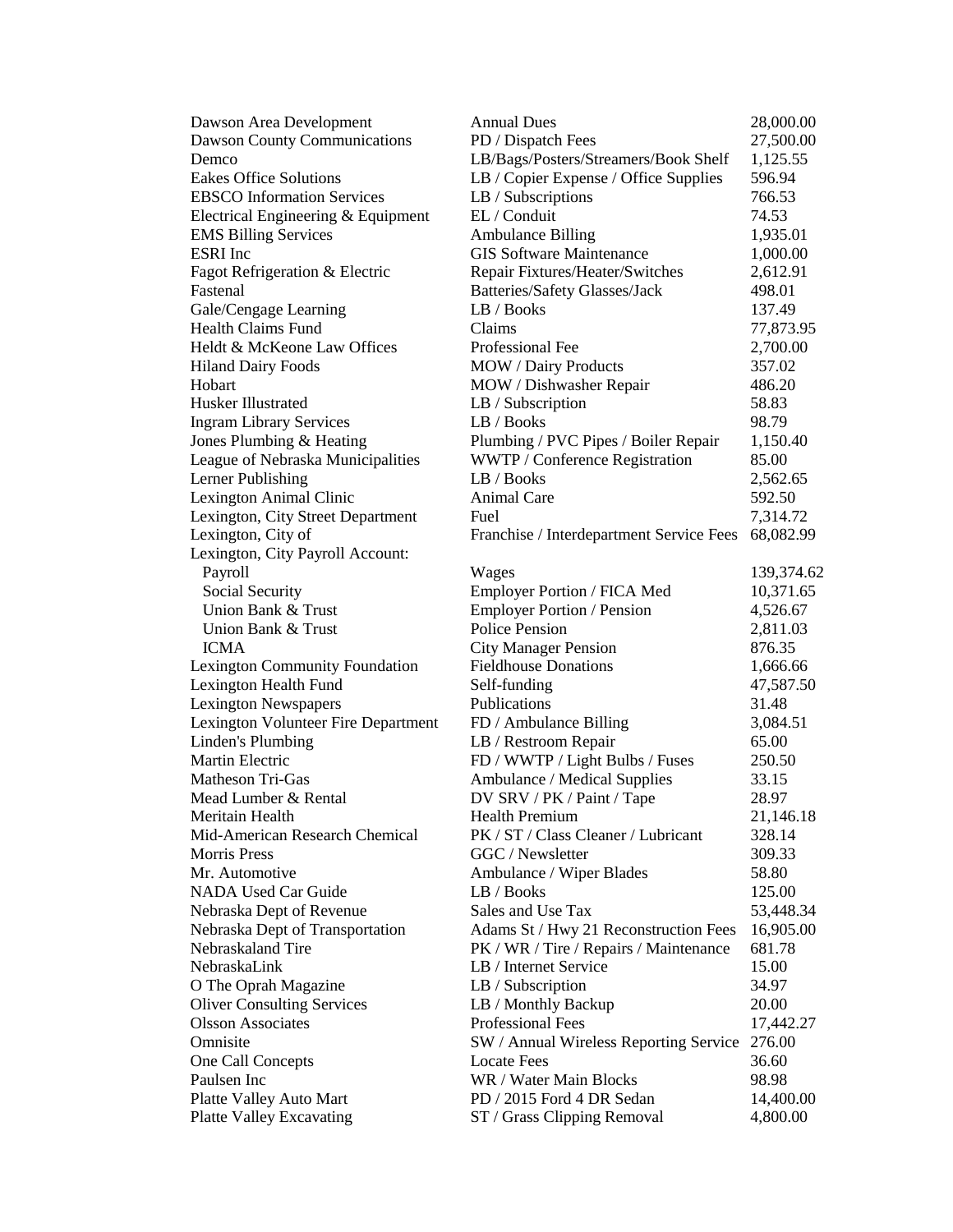| | | |
|---|---|---|
| Dawson Area Development | Annual Dues | 28,000.00 |
| Dawson County Communications | PD / Dispatch Fees | 27,500.00 |
| Demco | LB/Bags/Posters/Streamers/Book Shelf | 1,125.55 |
| Eakes Office Solutions | LB / Copier Expense / Office Supplies | 596.94 |
| EBSCO Information Services | LB / Subscriptions | 766.53 |
| Electrical Engineering & Equipment | EL / Conduit | 74.53 |
| EMS Billing Services | Ambulance Billing | 1,935.01 |
| ESRI Inc | GIS Software Maintenance | 1,000.00 |
| Fagot Refrigeration & Electric | Repair Fixtures/Heater/Switches | 2,612.91 |
| Fastenal | Batteries/Safety Glasses/Jack | 498.01 |
| Gale/Cengage Learning | LB / Books | 137.49 |
| Health Claims Fund | Claims | 77,873.95 |
| Heldt & McKeone Law Offices | Professional Fee | 2,700.00 |
| Hiland Dairy Foods | MOW / Dairy Products | 357.02 |
| Hobart | MOW / Dishwasher Repair | 486.20 |
| Husker Illustrated | LB / Subscription | 58.83 |
| Ingram Library Services | LB / Books | 98.79 |
| Jones Plumbing & Heating | Plumbing / PVC Pipes / Boiler Repair | 1,150.40 |
| League of Nebraska Municipalities | WWTP / Conference Registration | 85.00 |
| Lerner Publishing | LB / Books | 2,562.65 |
| Lexington Animal Clinic | Animal Care | 592.50 |
| Lexington, City Street Department | Fuel | 7,314.72 |
| Lexington, City of | Franchise / Interdepartment Service Fees | 68,082.99 |
| Lexington, City Payroll Account: | | |
| Payroll | Wages | 139,374.62 |
| Social Security | Employer Portion / FICA Med | 10,371.65 |
| Union Bank & Trust | Employer Portion / Pension | 4,526.67 |
| Union Bank & Trust | Police Pension | 2,811.03 |
| ICMA | City Manager Pension | 876.35 |
| Lexington Community Foundation | Fieldhouse Donations | 1,666.66 |
| Lexington Health Fund | Self-funding | 47,587.50 |
| Lexington Newspapers | Publications | 31.48 |
| Lexington Volunteer Fire Department | FD / Ambulance Billing | 3,084.51 |
| Linden's Plumbing | LB / Restroom Repair | 65.00 |
| Martin Electric | FD / WWTP / Light Bulbs / Fuses | 250.50 |
| Matheson Tri-Gas | Ambulance / Medical Supplies | 33.15 |
| Mead Lumber & Rental | DV SRV / PK / Paint / Tape | 28.97 |
| Meritain Health | Health Premium | 21,146.18 |
| Mid-American Research Chemical | PK / ST / Class Cleaner / Lubricant | 328.14 |
| Morris Press | GGC / Newsletter | 309.33 |
| Mr. Automotive | Ambulance / Wiper Blades | 58.80 |
| NADA Used Car Guide | LB / Books | 125.00 |
| Nebraska Dept of Revenue | Sales and Use Tax | 53,448.34 |
| Nebraska Dept of Transportation | Adams St / Hwy 21 Reconstruction Fees | 16,905.00 |
| Nebraskaland Tire | PK / WR / Tire / Repairs / Maintenance | 681.78 |
| NebraskaLink | LB / Internet Service | 15.00 |
| O The Oprah Magazine | LB / Subscription | 34.97 |
| Oliver Consulting Services | LB / Monthly Backup | 20.00 |
| Olsson Associates | Professional Fees | 17,442.27 |
| Omnisite | SW / Annual Wireless Reporting Service | 276.00 |
| One Call Concepts | Locate Fees | 36.60 |
| Paulsen Inc | WR / Water Main Blocks | 98.98 |
| Platte Valley Auto Mart | PD / 2015 Ford 4 DR Sedan | 14,400.00 |
| Platte Valley Excavating | ST / Grass Clipping Removal | 4,800.00 |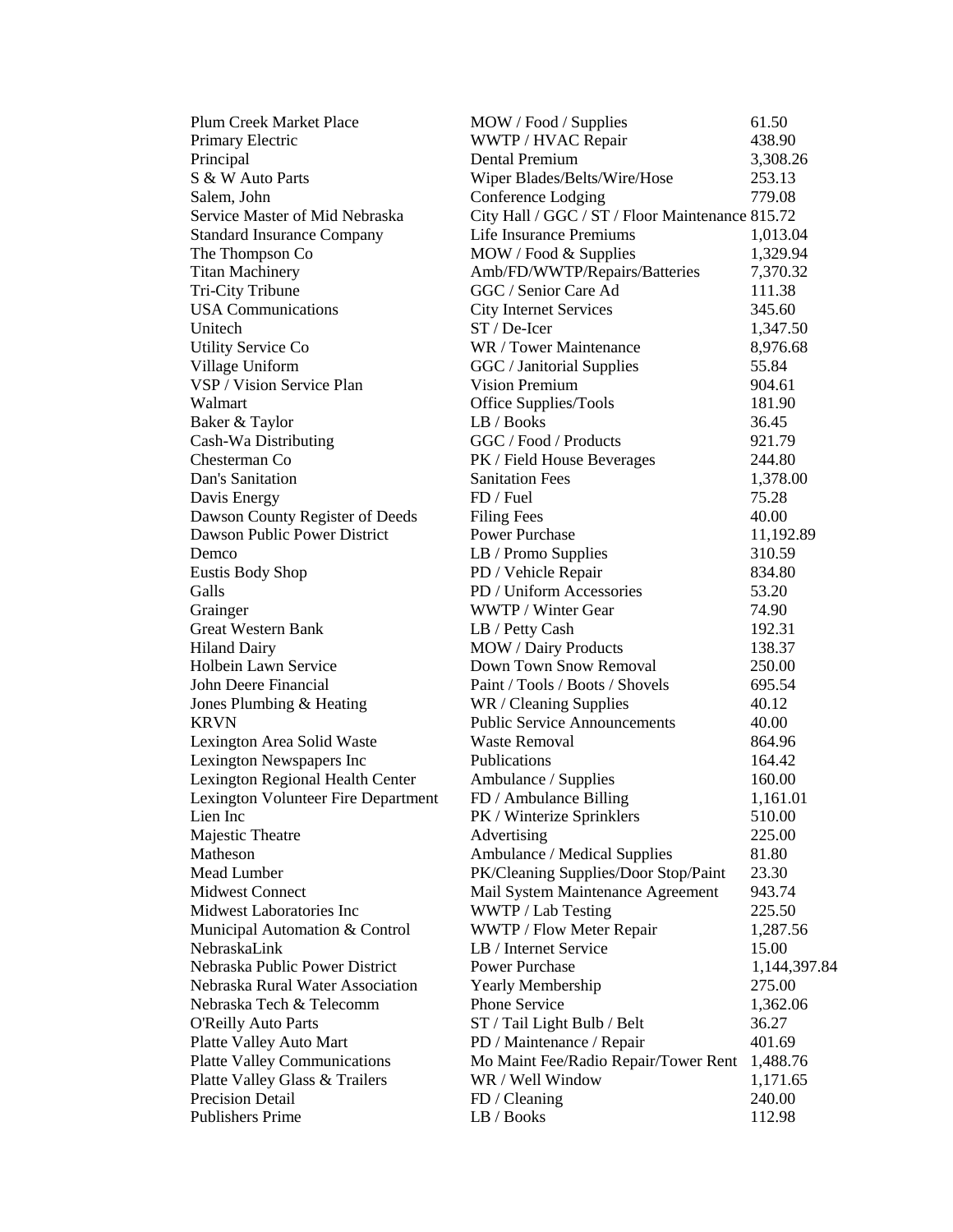| | | |
|---|---|---|
| Plum Creek Market Place | MOW / Food / Supplies | 61.50 |
| Primary Electric | WWTP / HVAC Repair | 438.90 |
| Principal | Dental Premium | 3,308.26 |
| S & W Auto Parts | Wiper Blades/Belts/Wire/Hose | 253.13 |
| Salem, John | Conference Lodging | 779.08 |
| Service Master of Mid Nebraska | City Hall / GGC / ST / Floor Maintenance | 815.72 |
| Standard Insurance Company | Life Insurance Premiums | 1,013.04 |
| The Thompson Co | MOW / Food & Supplies | 1,329.94 |
| Titan Machinery | Amb/FD/WWTP/Repairs/Batteries | 7,370.32 |
| Tri-City Tribune | GGC / Senior Care Ad | 111.38 |
| USA Communications | City Internet Services | 345.60 |
| Unitech | ST / De-Icer | 1,347.50 |
| Utility Service Co | WR / Tower Maintenance | 8,976.68 |
| Village Uniform | GGC / Janitorial Supplies | 55.84 |
| VSP / Vision Service Plan | Vision Premium | 904.61 |
| Walmart | Office Supplies/Tools | 181.90 |
| Baker & Taylor | LB / Books | 36.45 |
| Cash-Wa Distributing | GGC / Food / Products | 921.79 |
| Chesterman Co | PK / Field House Beverages | 244.80 |
| Dan's Sanitation | Sanitation Fees | 1,378.00 |
| Davis Energy | FD / Fuel | 75.28 |
| Dawson County Register of Deeds | Filing Fees | 40.00 |
| Dawson Public Power District | Power Purchase | 11,192.89 |
| Demco | LB / Promo Supplies | 310.59 |
| Eustis Body Shop | PD / Vehicle Repair | 834.80 |
| Galls | PD / Uniform Accessories | 53.20 |
| Grainger | WWTP / Winter Gear | 74.90 |
| Great Western Bank | LB / Petty Cash | 192.31 |
| Hiland Dairy | MOW / Dairy Products | 138.37 |
| Holbein Lawn Service | Down Town Snow Removal | 250.00 |
| John Deere Financial | Paint / Tools / Boots / Shovels | 695.54 |
| Jones Plumbing & Heating | WR / Cleaning Supplies | 40.12 |
| KRVN | Public Service Announcements | 40.00 |
| Lexington Area Solid Waste | Waste Removal | 864.96 |
| Lexington Newspapers Inc | Publications | 164.42 |
| Lexington Regional Health Center | Ambulance / Supplies | 160.00 |
| Lexington Volunteer Fire Department | FD / Ambulance Billing | 1,161.01 |
| Lien Inc | PK / Winterize Sprinklers | 510.00 |
| Majestic Theatre | Advertising | 225.00 |
| Matheson | Ambulance / Medical Supplies | 81.80 |
| Mead Lumber | PK/Cleaning Supplies/Door Stop/Paint | 23.30 |
| Midwest Connect | Mail System Maintenance Agreement | 943.74 |
| Midwest Laboratories Inc | WWTP / Lab Testing | 225.50 |
| Municipal Automation & Control | WWTP / Flow Meter Repair | 1,287.56 |
| NebraskaLink | LB / Internet Service | 15.00 |
| Nebraska Public Power District | Power Purchase | 1,144,397.84 |
| Nebraska Rural Water Association | Yearly Membership | 275.00 |
| Nebraska Tech & Telecomm | Phone Service | 1,362.06 |
| O'Reilly Auto Parts | ST / Tail Light Bulb / Belt | 36.27 |
| Platte Valley Auto Mart | PD / Maintenance / Repair | 401.69 |
| Platte Valley Communications | Mo Maint Fee/Radio Repair/Tower Rent | 1,488.76 |
| Platte Valley Glass & Trailers | WR / Well Window | 1,171.65 |
| Precision Detail | FD / Cleaning | 240.00 |
| Publishers Prime | LB / Books | 112.98 |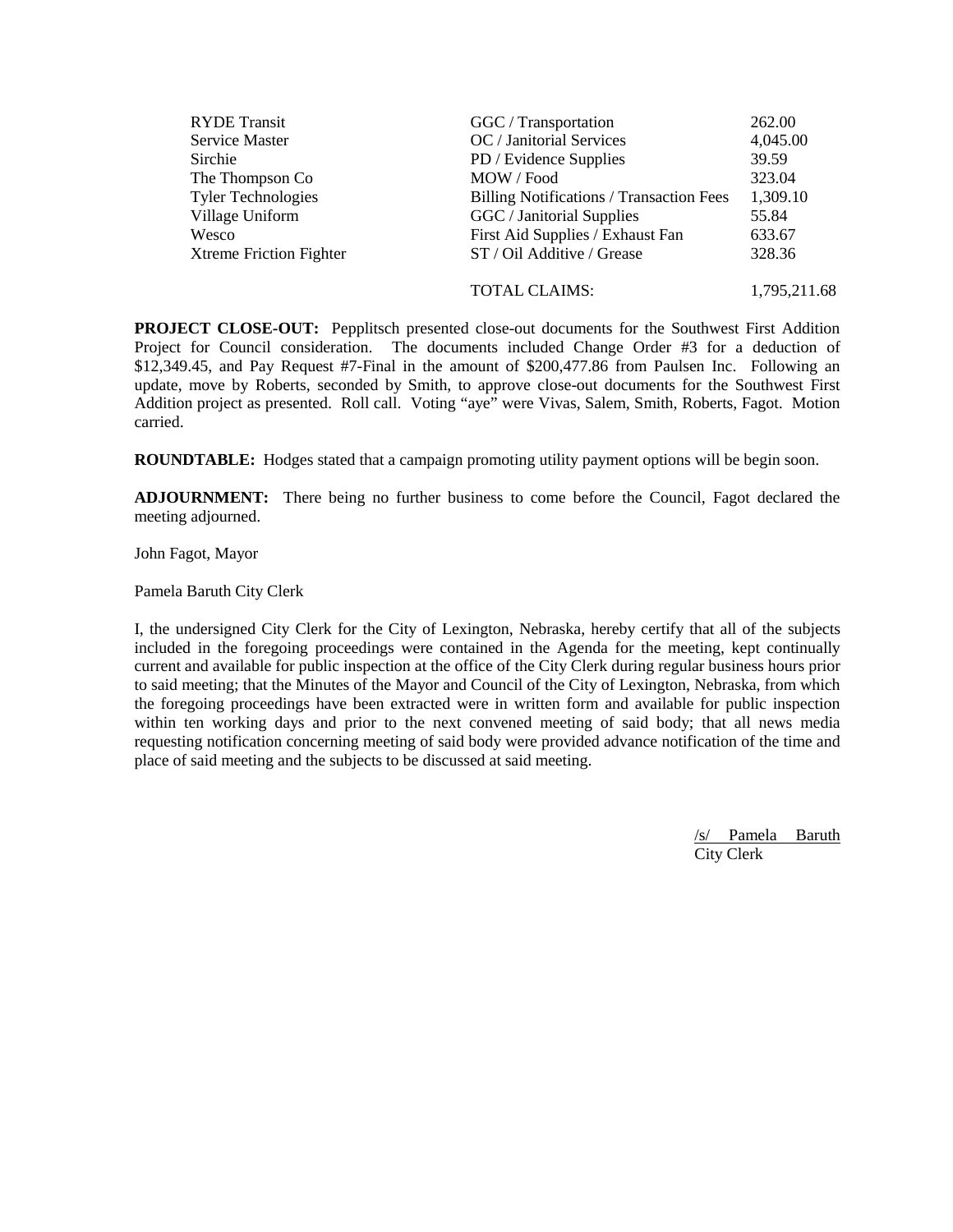| | | |
|---|---|---|
| RYDE Transit | GGC / Transportation | 262.00 |
| Service Master | OC / Janitorial Services | 4,045.00 |
| Sirchie | PD / Evidence Supplies | 39.59 |
| The Thompson Co | MOW / Food | 323.04 |
| Tyler Technologies | Billing Notifications / Transaction Fees | 1,309.10 |
| Village Uniform | GGC / Janitorial Supplies | 55.84 |
| Wesco | First Aid Supplies / Exhaust Fan | 633.67 |
| Xtreme Friction Fighter | ST / Oil Additive / Grease | 328.36 |
| | TOTAL CLAIMS: | 1,795,211.68 |

**PROJECT CLOSE-OUT:** Pepplitsch presented close-out documents for the Southwest First Addition Project for Council consideration. The documents included Change Order #3 for a deduction of $12,349.45, and Pay Request #7-Final in the amount of $200,477.86 from Paulsen Inc. Following an update, move by Roberts, seconded by Smith, to approve close-out documents for the Southwest First Addition project as presented. Roll call. Voting "aye" were Vivas, Salem, Smith, Roberts, Fagot. Motion carried.

**ROUNDTABLE:** Hodges stated that a campaign promoting utility payment options will be begin soon.

**ADJOURNMENT:** There being no further business to come before the Council, Fagot declared the meeting adjourned.

John Fagot, Mayor

Pamela Baruth City Clerk

I, the undersigned City Clerk for the City of Lexington, Nebraska, hereby certify that all of the subjects included in the foregoing proceedings were contained in the Agenda for the meeting, kept continually current and available for public inspection at the office of the City Clerk during regular business hours prior to said meeting; that the Minutes of the Mayor and Council of the City of Lexington, Nebraska, from which the foregoing proceedings have been extracted were in written form and available for public inspection within ten working days and prior to the next convened meeting of said body; that all news media requesting notification concerning meeting of said body were provided advance notification of the time and place of said meeting and the subjects to be discussed at said meeting.

/s/ Pamela Baruth
City Clerk